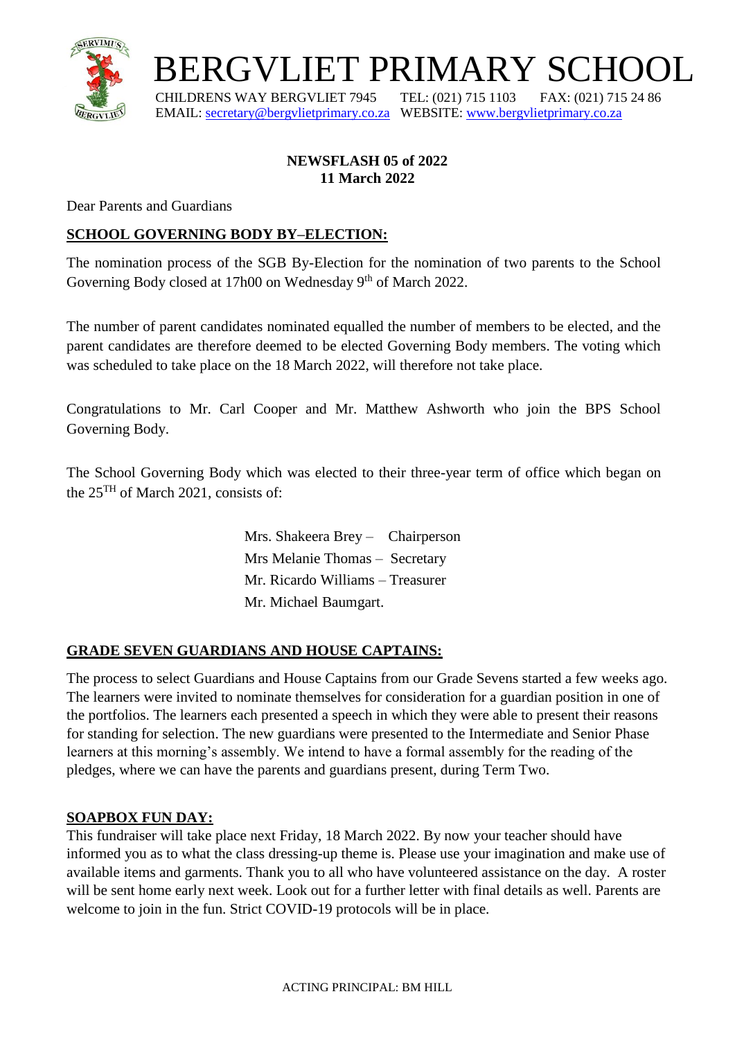# BERGVLIET PRIMARY SCHOOL

CHILDRENS WAY BERGVLIET 7945 TEL: (021) 715 1103 FAX: (021) 715 24 86
EMAIL: secretary@bergvlietprimary.co.za WEBSITE: www.bergvlietprimary.co.za

**NEWSFLASH 05 of 2022**
**11 March 2022**

Dear Parents and Guardians

## SCHOOL GOVERNING BODY BY–ELECTION:

The nomination process of the SGB By-Election for the nomination of two parents to the School Governing Body closed at 17h00 on Wednesday 9th of March 2022.

The number of parent candidates nominated equalled the number of members to be elected, and the parent candidates are therefore deemed to be elected Governing Body members. The voting which was scheduled to take place on the 18 March 2022, will therefore not take place.

Congratulations to Mr. Carl Cooper and Mr. Matthew Ashworth who join the BPS School Governing Body.

The School Governing Body which was elected to their three-year term of office which began on the 25TH of March 2021, consists of:

Mrs. Shakeera Brey – Chairperson
Mrs Melanie Thomas – Secretary
Mr. Ricardo Williams – Treasurer
Mr. Michael Baumgart.

## GRADE SEVEN GUARDIANS AND HOUSE CAPTAINS:

The process to select Guardians and House Captains from our Grade Sevens started a few weeks ago. The learners were invited to nominate themselves for consideration for a guardian position in one of the portfolios. The learners each presented a speech in which they were able to present their reasons for standing for selection. The new guardians were presented to the Intermediate and Senior Phase learners at this morning's assembly. We intend to have a formal assembly for the reading of the pledges, where we can have the parents and guardians present, during Term Two.

## SOAPBOX FUN DAY:

This fundraiser will take place next Friday, 18 March 2022. By now your teacher should have informed you as to what the class dressing-up theme is. Please use your imagination and make use of available items and garments. Thank you to all who have volunteered assistance on the day. A roster will be sent home early next week. Look out for a further letter with final details as well. Parents are welcome to join in the fun. Strict COVID-19 protocols will be in place.

ACTING PRINCIPAL: BM HILL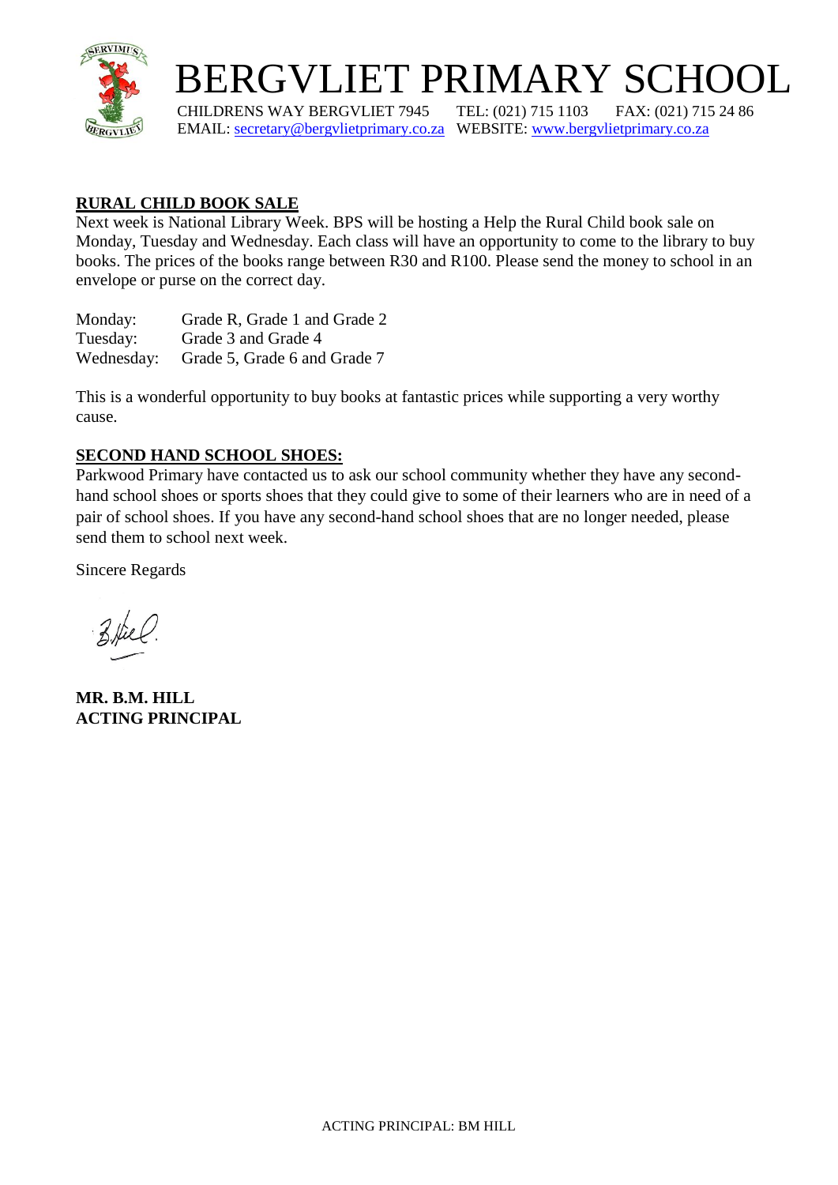# BERGVLIET PRIMARY SCHOOL

CHILDRENS WAY BERGVLIET 7945 TEL: (021) 715 1103 FAX: (021) 715 24 86
EMAIL: secretary@bergvlietprimary.co.za WEBSITE: www.bergvlietprimary.co.za

**RURAL CHILD BOOK SALE**

Next week is National Library Week. BPS will be hosting a Help the Rural Child book sale on Monday, Tuesday and Wednesday. Each class will have an opportunity to come to the library to buy books. The prices of the books range between R30 and R100. Please send the money to school in an envelope or purse on the correct day.

| | |
|---|---|
| Monday: | Grade R, Grade 1 and Grade 2 |
| Tuesday: | Grade 3 and Grade 4 |
| Wednesday: | Grade 5, Grade 6 and Grade 7 |

This is a wonderful opportunity to buy books at fantastic prices while supporting a very worthy cause.

**SECOND HAND SCHOOL SHOES:**

Parkwood Primary have contacted us to ask our school community whether they have any second-hand school shoes or sports shoes that they could give to some of their learners who are in need of a pair of school shoes. If you have any second-hand school shoes that are no longer needed, please send them to school next week.

Sincere Regards

**MR. B.M. HILL**
**ACTING PRINCIPAL**